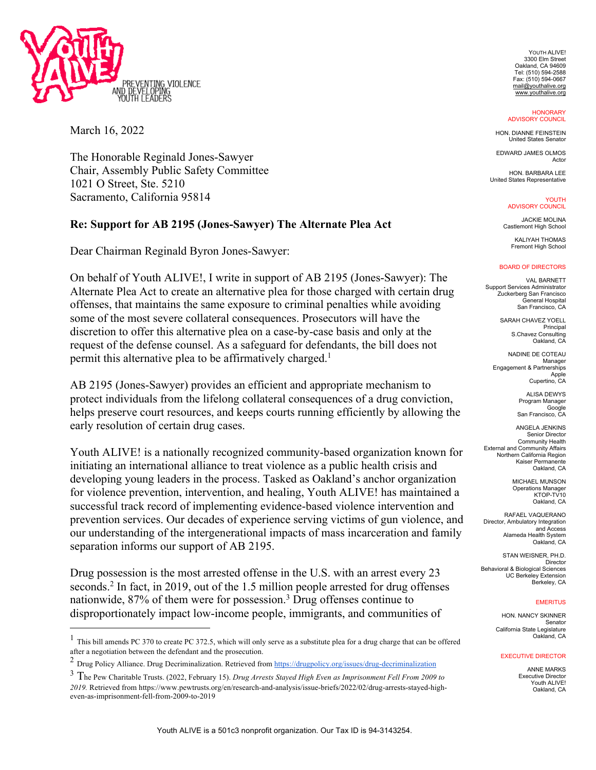PREVENTING VIOLENCE AND DEVELOPING YOUTH LEADERS

YOUTH ALIVE!
3300 Elm Street
Oakland, CA 94609
Tel: (510) 594-2588
Fax: (510) 594-0667
mail@youthalive.org
www.youthalive.org

HONORARY ADVISORY COUNCIL

HON. DIANNE FEINSTEIN
United States Senator

EDWARD JAMES OLMOS
Actor

HON. BARBARA LEE
United States Representative

YOUTH ADVISORY COUNCIL

JACKIE MOLINA
Castlemont High School

KALIYAH THOMAS
Fremont High School

BOARD OF DIRECTORS

VAL BARNETT
Support Services Administrator
Zuckerberg San Francisco General Hospital
San Francisco, CA

SARAH CHAVEZ YOELL
Principal
S.Chavez Consulting
Oakland, CA

NADINE DE COTEAU
Manager
Engagement & Partnerships
Apple
Cupertino, CA

ALISA DEWYS
Program Manager
Google
San Francisco, CA

ANGELA JENKINS
Senior Director
Community Health
External and Community Affairs
Northern California Region
Kaiser Permanente
Oakland, CA

MICHAEL MUNSON
Operations Manager
KTOP-TV10
Oakland, CA

RAFAEL VAQUERANO
Director, Ambulatory Integration and Access
Alameda Health System
Oakland, CA

STAN WEISNER, PH.D.
Director
Behavioral & Biological Sciences
UC Berkeley Extension
Berkeley, CA

EMERITUS

HON. NANCY SKINNER
Senator
California State Legislature
Oakland, CA

EXECUTIVE DIRECTOR

ANNE MARKS
Executive Director
Youth ALIVE!
Oakland, CA

March 16, 2022

The Honorable Reginald Jones-Sawyer
Chair, Assembly Public Safety Committee
1021 O Street, Ste. 5210
Sacramento, California 95814

**Re: Support for AB 2195 (Jones-Sawyer) The Alternate Plea Act**

Dear Chairman Reginald Byron Jones-Sawyer:

On behalf of Youth ALIVE!, I write in support of AB 2195 (Jones-Sawyer): The Alternate Plea Act to create an alternative plea for those charged with certain drug offenses, that maintains the same exposure to criminal penalties while avoiding some of the most severe collateral consequences. Prosecutors will have the discretion to offer this alternative plea on a case-by-case basis and only at the request of the defense counsel. As a safeguard for defendants, the bill does not permit this alternative plea to be affirmatively charged.[1]

AB 2195 (Jones-Sawyer) provides an efficient and appropriate mechanism to protect individuals from the lifelong collateral consequences of a drug conviction, helps preserve court resources, and keeps courts running efficiently by allowing the early resolution of certain drug cases.

Youth ALIVE! is a nationally recognized community-based organization known for initiating an international alliance to treat violence as a public health crisis and developing young leaders in the process. Tasked as Oakland's anchor organization for violence prevention, intervention, and healing, Youth ALIVE! has maintained a successful track record of implementing evidence-based violence intervention and prevention services. Our decades of experience serving victims of gun violence, and our understanding of the intergenerational impacts of mass incarceration and family separation informs our support of AB 2195.

Drug possession is the most arrested offense in the U.S. with an arrest every 23 seconds.[2] In fact, in 2019, out of the 1.5 million people arrested for drug offenses nationwide, 87% of them were for possession.[3] Drug offenses continue to disproportionately impact low-income people, immigrants, and communities of

---

[1] This bill amends PC 370 to create PC 372.5, which will only serve as a substitute plea for a drug charge that can be offered after a negotiation between the defendant and the prosecution.

[2] Drug Policy Alliance. Drug Decriminalization. Retrieved from https://drugpolicy.org/issues/drug-decriminalization

[3] The Pew Charitable Trusts. (2022, February 15). *Drug Arrests Stayed High Even as Imprisonment Fell From 2009 to 2019.* Retrieved from https://www.pewtrusts.org/en/research-and-analysis/issue-briefs/2022/02/drug-arrests-stayed-high-even-as-imprisonment-fell-from-2009-to-2019

Youth ALIVE is a 501c3 nonprofit organization. Our Tax ID is 94-3143254.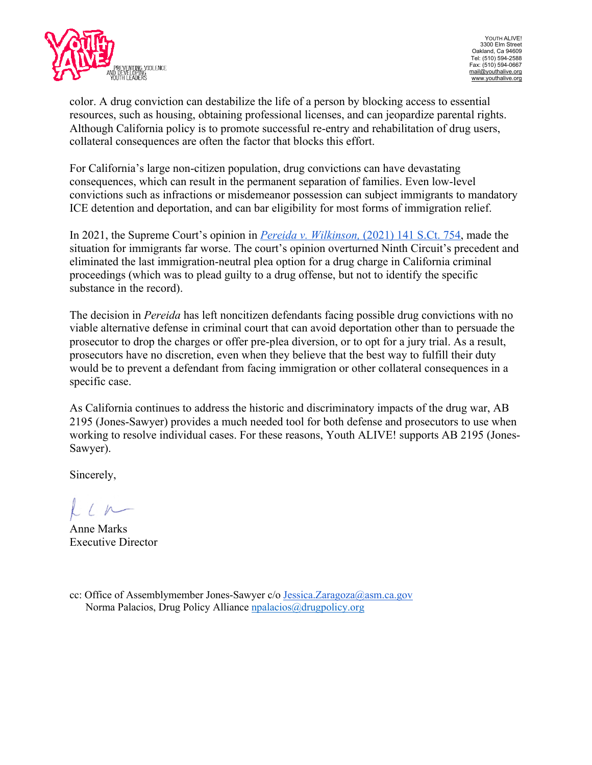color. A drug conviction can destabilize the life of a person by blocking access to essential resources, such as housing, obtaining professional licenses, and can jeopardize parental rights. Although California policy is to promote successful re-entry and rehabilitation of drug users, collateral consequences are often the factor that blocks this effort.

For California's large non-citizen population, drug convictions can have devastating consequences, which can result in the permanent separation of families. Even low-level convictions such as infractions or misdemeanor possession can subject immigrants to mandatory ICE detention and deportation, and can bar eligibility for most forms of immigration relief.

In 2021, the Supreme Court's opinion in *Pereida v. Wilkinson,* (2021) 141 S.Ct. 754, made the situation for immigrants far worse. The court's opinion overturned Ninth Circuit's precedent and eliminated the last immigration-neutral plea option for a drug charge in California criminal proceedings (which was to plead guilty to a drug offense, but not to identify the specific substance in the record).

The decision in *Pereida* has left noncitizen defendants facing possible drug convictions with no viable alternative defense in criminal court that can avoid deportation other than to persuade the prosecutor to drop the charges or offer pre-plea diversion, or to opt for a jury trial. As a result, prosecutors have no discretion, even when they believe that the best way to fulfill their duty would be to prevent a defendant from facing immigration or other collateral consequences in a specific case.

As California continues to address the historic and discriminatory impacts of the drug war, AB 2195 (Jones-Sawyer) provides a much needed tool for both defense and prosecutors to use when working to resolve individual cases. For these reasons, Youth ALIVE! supports AB 2195 (Jones-Sawyer).

Sincerely,

Anne Marks
Executive Director

cc: Office of Assemblymember Jones-Sawyer c/o Jessica.Zaragoza@asm.ca.gov
Norma Palacios, Drug Policy Alliance npalacios@drugpolicy.org